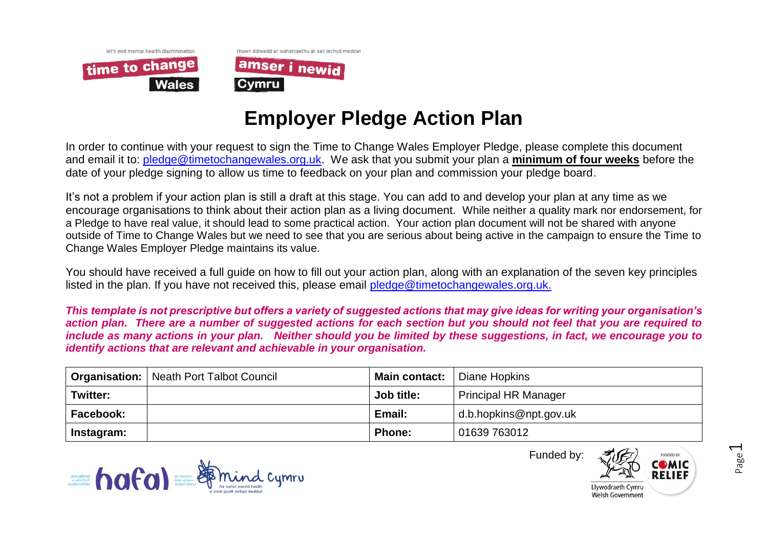let's end mental health discrimination

rhown ddiwedd ar wahaniaethu ar sail iechyd meddwl

# Employer Pledge Action Plan

In order to continue with your request to sign the Time to Change Wales Employer Pledge, please complete this document and email it to: pledge@timetochangewales.org.uk. We ask that you submit your plan a **minimum of four weeks** before the date of your pledge signing to allow us time to feedback on your plan and commission your pledge board.

It's not a problem if your action plan is still a draft at this stage. You can add to and develop your plan at any time as we encourage organisations to think about their action plan as a living document. While neither a quality mark nor endorsement, for a Pledge to have real value, it should lead to some practical action. Your action plan document will not be shared with anyone outside of Time to Change Wales but we need to see that you are serious about being active in the campaign to ensure the Time to Change Wales Employer Pledge maintains its value.

You should have received a full guide on how to fill out your action plan, along with an explanation of the seven key principles listed in the plan. If you have not received this, please email pledge@timetochangewales.org.uk.

***This template is not prescriptive but offers a variety of suggested actions that may give ideas for writing your organisation's action plan. There are a number of suggested actions for each section but you should not feel that you are required to include as many actions in your plan. Neither should you be limited by these suggestions, in fact, we encourage you to identify actions that are relevant and achievable in your organisation.***

| **Organisation:** | Neath Port Talbot Council | **Main contact:** | Diane Hopkins |
|---|---|---|---|
| **Twitter:** | | **Job title:** | Principal HR Manager |
| **Facebook:** | | **Email:** | d.b.hopkins@npt.gov.uk |
| **Instagram:** | | **Phone:** | 01639 763012 |

Funded by: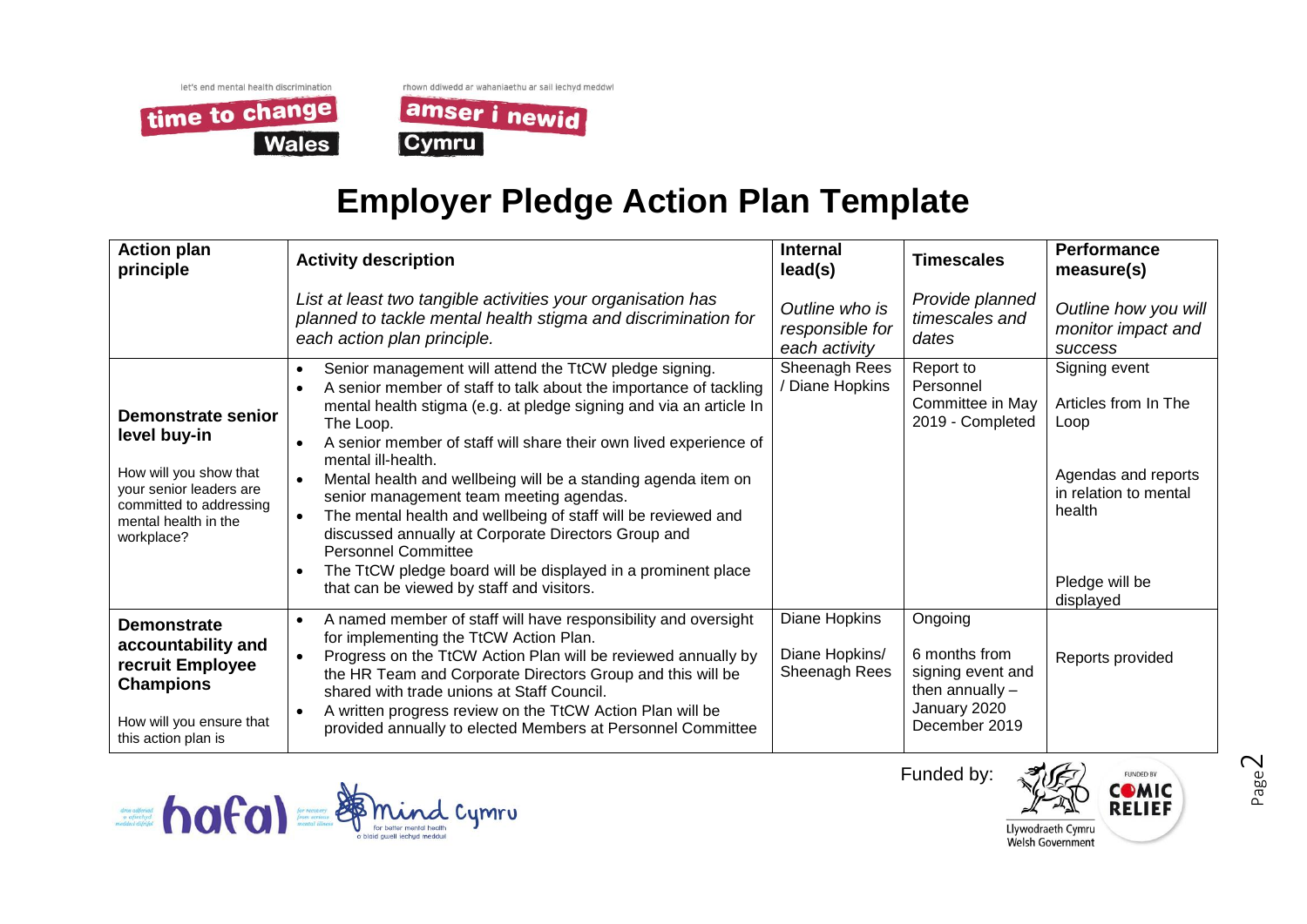# Employer Pledge Action Plan Template

| Action plan principle | Activity description | Internal lead(s) | Timescales | Performance measure(s) |
|---|---|---|---|---|
| | *List at least two tangible activities your organisation has planned to tackle mental health stigma and discrimination for each action plan principle.* | *Outline who is responsible for each activity* | *Provide planned timescales and dates* | *Outline how you will monitor impact and success* |
| **Demonstrate senior level buy-in**<br><br>How will you show that your senior leaders are committed to addressing mental health in the workplace? | • Senior management will attend the TtCW pledge signing.<br>• A senior member of staff to talk about the importance of tackling mental health stigma (e.g. at pledge signing and via an article In The Loop.<br>• A senior member of staff will share their own lived experience of mental ill-health.<br>• Mental health and wellbeing will be a standing agenda item on senior management team meeting agendas.<br>• The mental health and wellbeing of staff will be reviewed and discussed annually at Corporate Directors Group and Personnel Committee<br>• The TtCW pledge board will be displayed in a prominent place that can be viewed by staff and visitors. | Sheenagh Rees / Diane Hopkins | Report to Personnel Committee in May 2019 - Completed | Signing event<br><br>Articles from In The Loop<br><br>Agendas and reports in relation to mental health<br><br>Pledge will be displayed |
| **Demonstrate accountability and recruit Employee Champions**<br><br>How will you ensure that this action plan is | • A named member of staff will have responsibility and oversight for implementing the TtCW Action Plan.<br>• Progress on the TtCW Action Plan will be reviewed annually by the HR Team and Corporate Directors Group and this will be shared with trade unions at Staff Council.<br>• A written progress review on the TtCW Action Plan will be provided annually to elected Members at Personnel Committee | Diane Hopkins<br><br>Diane Hopkins/ Sheenagh Rees | Ongoing<br><br>6 months from signing event and then annually – January 2020<br>December 2019 | Reports provided |

Funded by: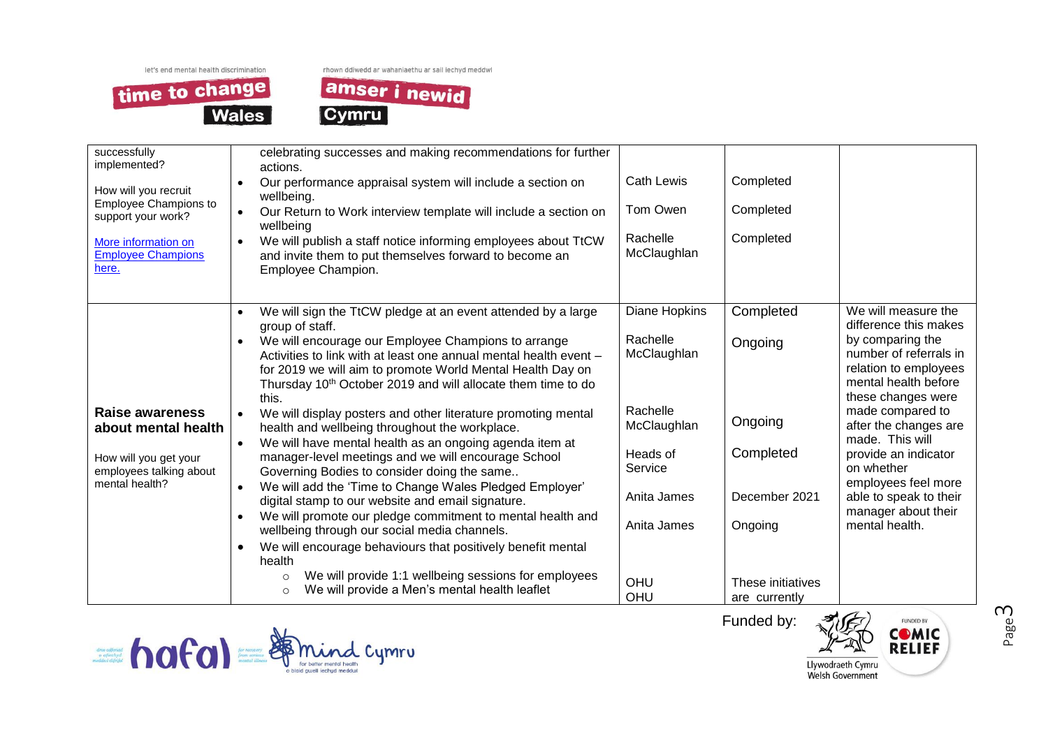| | | | | |
|---|---|---|---|---|
| successfully implemented?<br><br>How will you recruit Employee Champions to support your work?<br><br>[More information on Employee Champions here.]() | celebrating successes and making recommendations for further actions.<br>• Our performance appraisal system will include a section on wellbeing.<br>• Our Return to Work interview template will include a section on wellbeing<br>• We will publish a staff notice informing employees about TtCW and invite them to put themselves forward to become an Employee Champion. | <br>Cath Lewis<br><br>Tom Owen<br><br>Rachelle McClaughlan | <br>Completed<br><br>Completed<br><br>Completed | |
| **Raise awareness about mental health**<br><br>How will you get your employees talking about mental health? | • We will sign the TtCW pledge at an event attended by a large group of staff.<br>• We will encourage our Employee Champions to arrange Activities to link with at least one annual mental health event – for 2019 we will aim to promote World Mental Health Day on Thursday 10th October 2019 and will allocate them time to do this.<br>• We will display posters and other literature promoting mental health and wellbeing throughout the workplace.<br>• We will have mental health as an ongoing agenda item at manager-level meetings and we will encourage School Governing Bodies to consider doing the same..<br>• We will add the 'Time to Change Wales Pledged Employer' digital stamp to our website and email signature.<br>• We will promote our pledge commitment to mental health and wellbeing through our social media channels.<br>• We will encourage behaviours that positively benefit mental health<br>  ○ We will provide 1:1 wellbeing sessions for employees<br>  ○ We will provide a Men's mental health leaflet | Diane Hopkins<br><br>Rachelle McClaughlan<br><br>Rachelle McClaughlan<br><br>Heads of Service<br><br>Anita James<br><br>Anita James<br><br>OHU<br>OHU | Completed<br><br>Ongoing<br><br>Ongoing<br><br>Completed<br><br>December 2021<br><br>Ongoing<br><br>These initiatives are currently | We will measure the difference this makes by comparing the number of referrals in relation to employees mental health before these changes were made compared to after the changes are made. This will provide an indicator on whether employees feel more able to speak to their manager about their mental health. |

Funded by: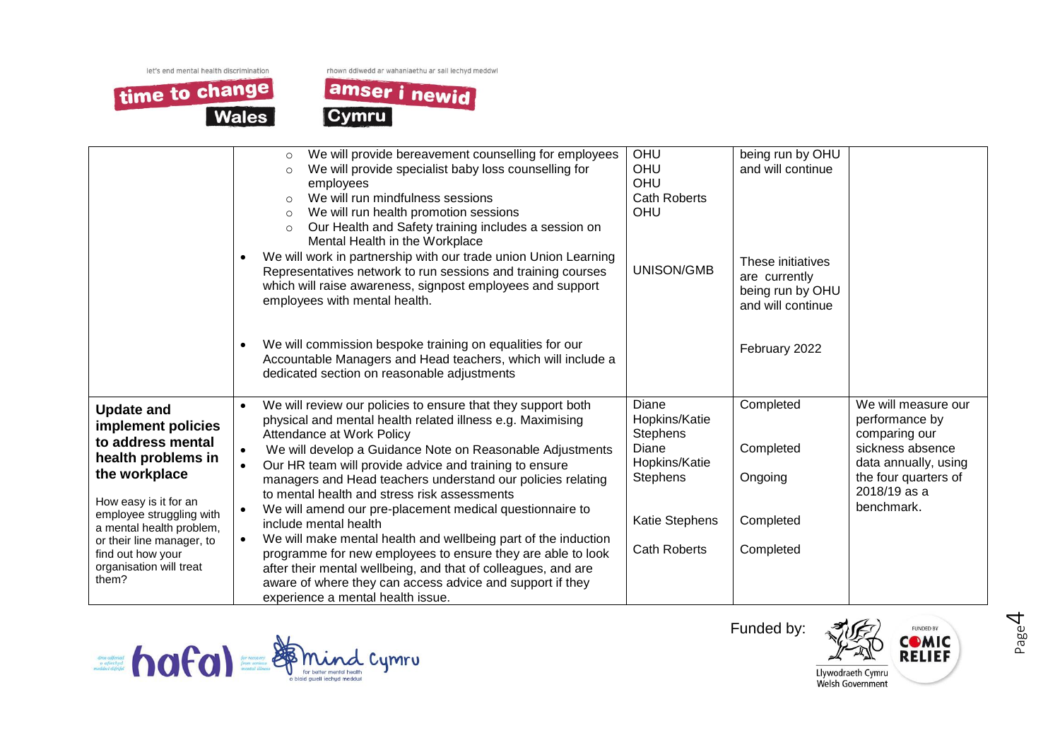| | | | | |
|---|---|---|---|---|
| | ◦ We will provide bereavement counselling for employees<br>◦ We will provide specialist baby loss counselling for employees<br>◦ We will run mindfulness sessions<br>◦ We will run health promotion sessions<br>◦ Our Health and Safety training includes a session on Mental Health in the Workplace<br>• We will work in partnership with our trade union Union Learning Representatives network to run sessions and training courses which will raise awareness, signpost employees and support employees with mental health.<br>• We will commission bespoke training on equalities for our Accountable Managers and Head teachers, which will include a dedicated section on reasonable adjustments | OHU<br>OHU<br>OHU<br>Cath Roberts<br>OHU<br><br>UNISON/GMB | being run by OHU and will continue<br><br>These initiatives are currently being run by OHU and will continue<br><br>February 2022 | |
| **Update and implement policies to address mental health problems in the workplace**<br><br>How easy is it for an employee struggling with a mental health problem, or their line manager, to find out how your organisation will treat them? | • We will review our policies to ensure that they support both physical and mental health related illness e.g. Maximising Attendance at Work Policy<br>• We will develop a Guidance Note on Reasonable Adjustments<br>• Our HR team will provide advice and training to ensure managers and Head teachers understand our policies relating to mental health and stress risk assessments<br>• We will amend our pre-placement medical questionnaire to include mental health<br>• We will make mental health and wellbeing part of the induction programme for new employees to ensure they are able to look after their mental wellbeing, and that of colleagues, and are aware of where they can access advice and support if they experience a mental health issue. | Diane Hopkins/Katie Stephens<br>Diane Hopkins/Katie Stephens<br><br>Katie Stephens<br>Cath Roberts | Completed<br><br>Completed<br><br>Ongoing<br><br>Completed<br><br>Completed | We will measure our performance by comparing our sickness absence data annually, using the four quarters of 2018/19 as a benchmark. |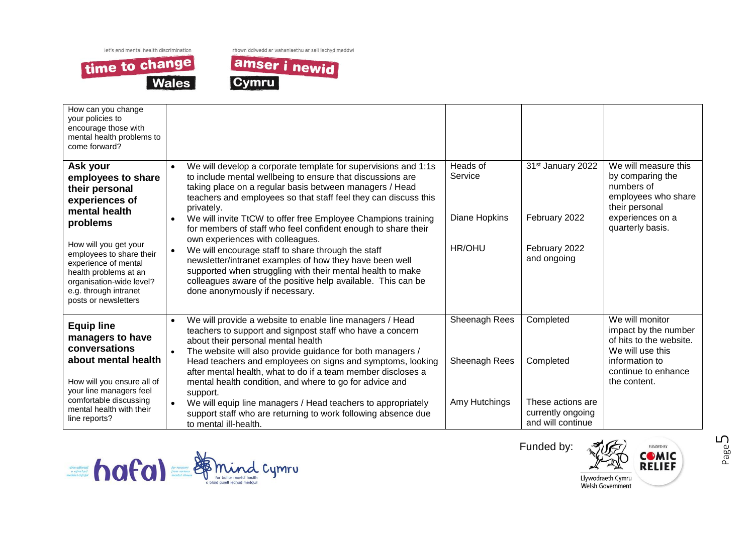| | | | | |
|---|---|---|---|---|
| How can you change your policies to encourage those with mental health problems to come forward? | | | | |
| **Ask your employees to share their personal experiences of mental health problems**<br><br>How will you get your employees to share their experience of mental health problems at an organisation-wide level? e.g. through intranet posts or newsletters | • We will develop a corporate template for supervisions and 1:1s to include mental wellbeing to ensure that discussions are taking place on a regular basis between managers / Head teachers and employees so that staff feel they can discuss this privately.<br>• We will invite TtCW to offer free Employee Champions training for members of staff who feel confident enough to share their own experiences with colleagues.<br>• We will encourage staff to share through the staff newsletter/intranet examples of how they have been well supported when struggling with their mental health to make colleagues aware of the positive help available. This can be done anonymously if necessary. | Heads of Service<br><br>Diane Hopkins<br><br>HR/OHU | 31st January 2022<br><br>February 2022<br><br>February 2022 and ongoing | We will measure this by comparing the numbers of employees who share their personal experiences on a quarterly basis. |
| **Equip line managers to have conversations about mental health**<br><br>How will you ensure all of your line managers feel comfortable discussing mental health with their line reports? | • We will provide a website to enable line managers / Head teachers to support and signpost staff who have a concern about their personal mental health<br>• The website will also provide guidance for both managers / Head teachers and employees on signs and symptoms, looking after mental health, what to do if a team member discloses a mental health condition, and where to go for advice and support.<br>• We will equip line managers / Head teachers to appropriately support staff who are returning to work following absence due to mental ill-health. | Sheenagh Rees<br><br>Sheenagh Rees<br><br>Amy Hutchings | Completed<br><br>Completed<br><br>These actions are currently ongoing and will continue | We will monitor impact by the number of hits to the website. We will use this information to continue to enhance the content. |

Funded by: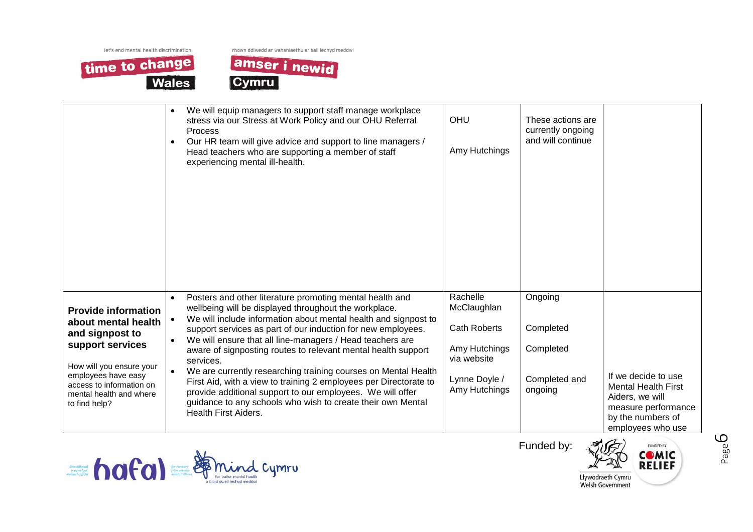| | | | | |
|---|---|---|---|---|
| | • We will equip managers to support staff manage workplace stress via our Stress at Work Policy and our OHU Referral Process<br>• Our HR team will give advice and support to line managers / Head teachers who are supporting a member of staff experiencing mental ill-health. | OHU<br><br>Amy Hutchings | These actions are currently ongoing and will continue | |
| **Provide information about mental health and signpost to support services**<br><br>How will you ensure your employees have easy access to information on mental health and where to find help? | • Posters and other literature promoting mental health and wellbeing will be displayed throughout the workplace.<br>• We will include information about mental health and signpost to support services as part of our induction for new employees.<br>• We will ensure that all line-managers / Head teachers are aware of signposting routes to relevant mental health support services.<br>• We are currently researching training courses on Mental Health First Aid, with a view to training 2 employees per Directorate to provide additional support to our employees. We will offer guidance to any schools who wish to create their own Mental Health First Aiders. | Rachelle McClaughlan<br><br>Cath Roberts<br><br>Amy Hutchings via website<br><br>Lynne Doyle / Amy Hutchings | Ongoing<br><br>Completed<br><br>Completed<br><br>Completed and ongoing | If we decide to use Mental Health First Aiders, we will measure performance by the numbers of employees who use |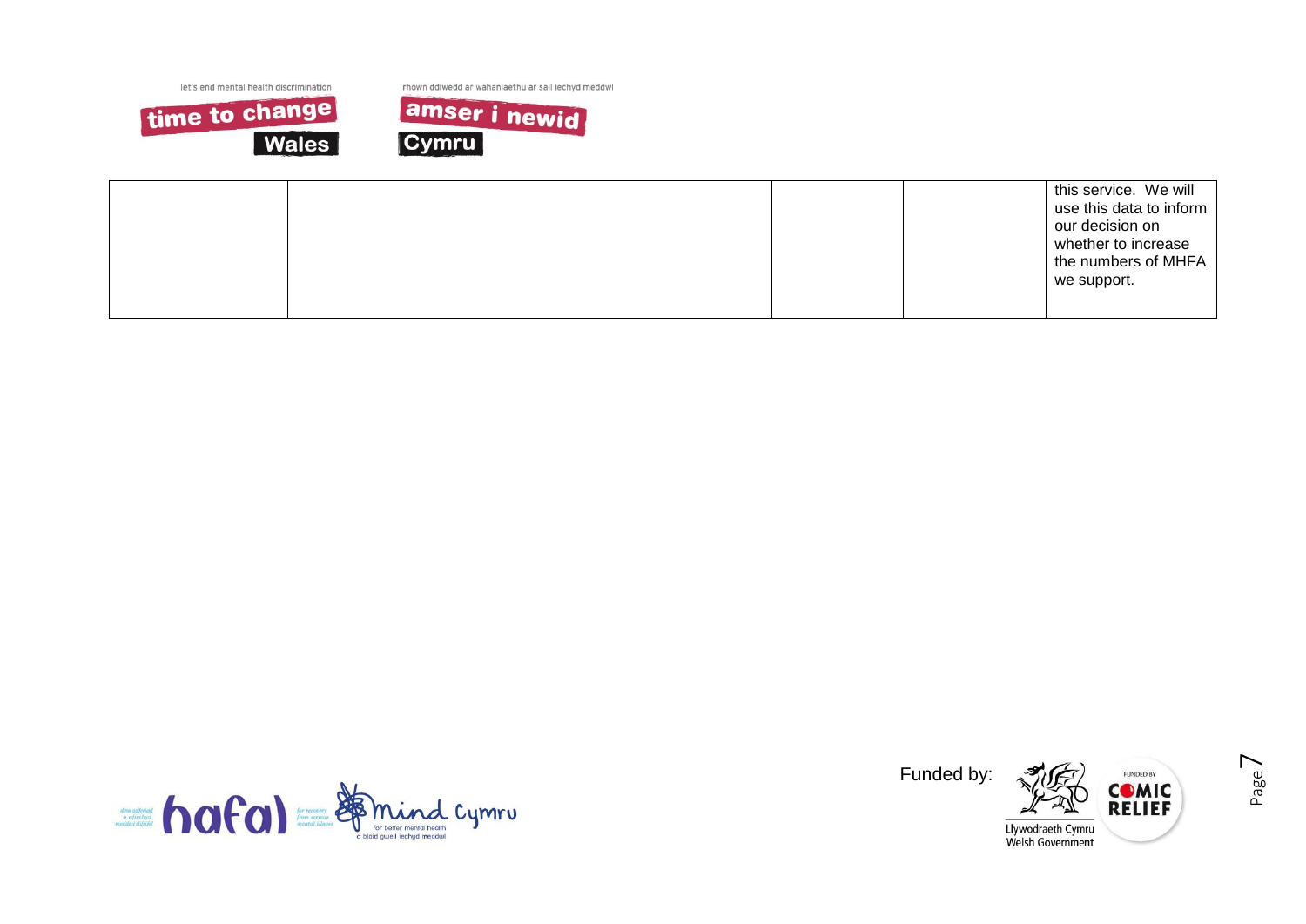| | | | | |
|---|---|---|---|---|
| | | | | this service. We will use this data to inform our decision on whether to increase the numbers of MHFA we support. |

Funded by: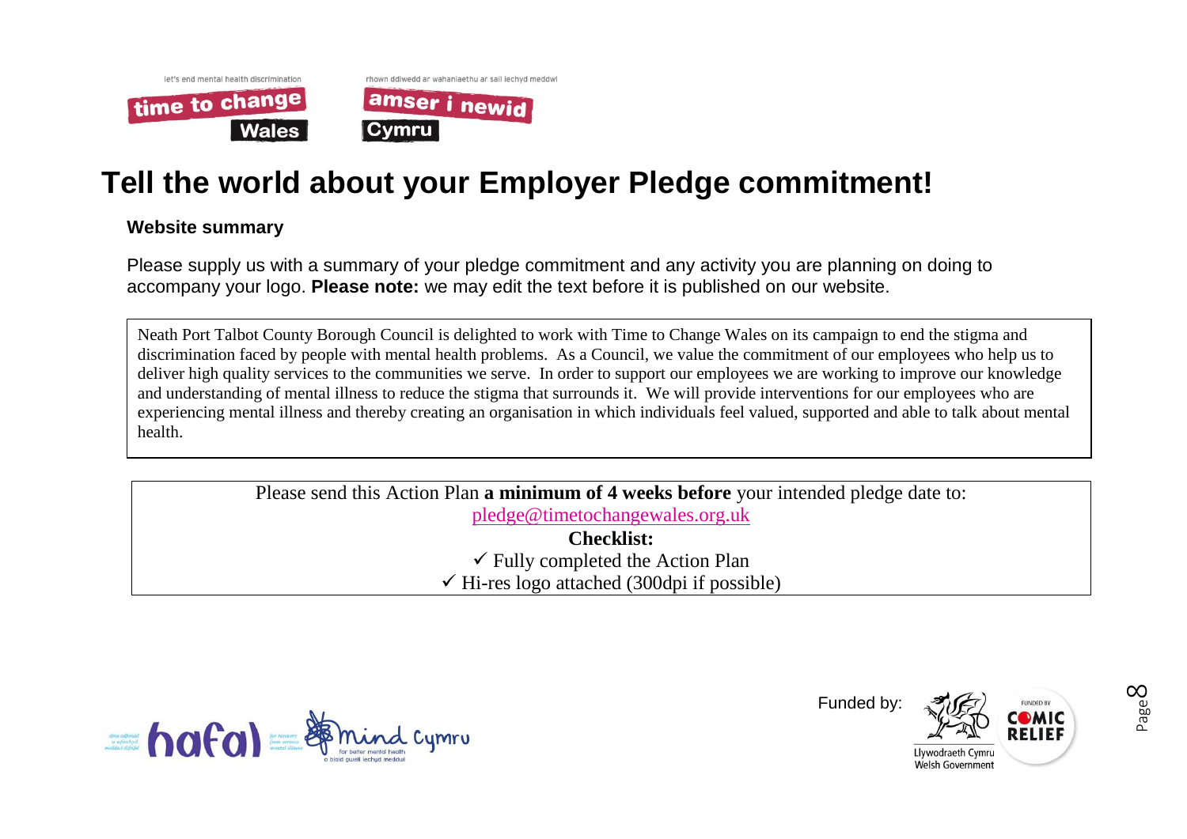let's end mental health discrimination

time to change Wales

rhown ddiwedd ar wahaniaethu ar sail iechyd meddwl

amser i newid Cymru

# Tell the world about your Employer Pledge commitment!

### Website summary

Please supply us with a summary of your pledge commitment and any activity you are planning on doing to accompany your logo. **Please note:** we may edit the text before it is published on our website.

| |
|---|
| Neath Port Talbot County Borough Council is delighted to work with Time to Change Wales on its campaign to end the stigma and discrimination faced by people with mental health problems. As a Council, we value the commitment of our employees who help us to deliver high quality services to the communities we serve. In order to support our employees we are working to improve our knowledge and understanding of mental illness to reduce the stigma that surrounds it. We will provide interventions for our employees who are experiencing mental illness and thereby creating an organisation in which individuals feel valued, supported and able to talk about mental health. |

Please send this Action Plan **a minimum of 4 weeks before** your intended pledge date to:

pledge@timetochangewales.org.uk

**Checklist:**

✓ Fully completed the Action Plan

✓ Hi-res logo attached (300dpi if possible)

hafal — mind Cymru — for better mental health / o blaid gwell iechyd meddwl

Funded by: Llywodraeth Cymru Welsh Government — Funded by Comic Relief